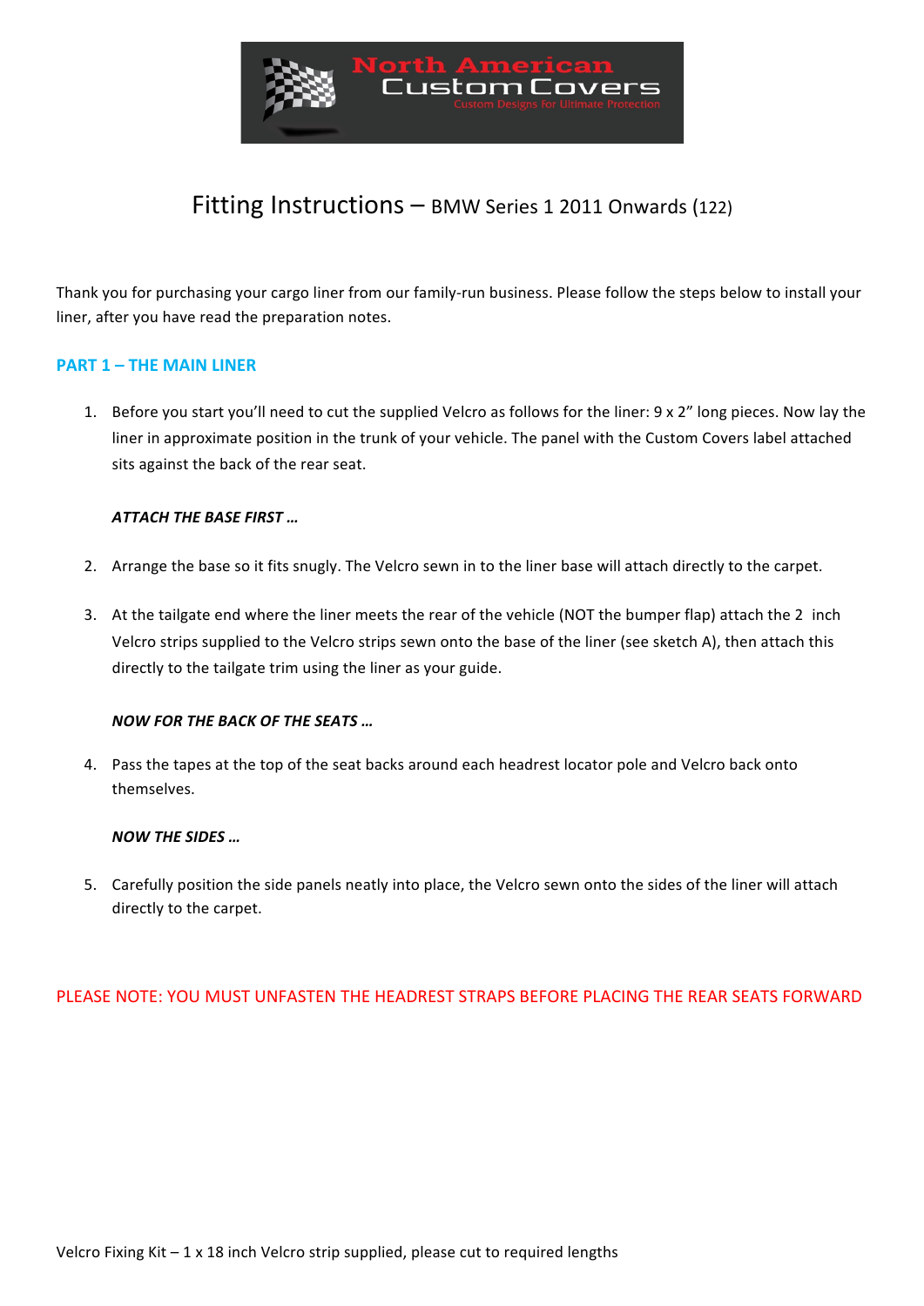North American Custom Covers
Custom Designs For Ultimate Protection

# Fitting Instructions – BMW Series 1 2011 Onwards (122)

Thank you for purchasing your cargo liner from our family-run business. Please follow the steps below to install your liner, after you have read the preparation notes.

## PART 1 – THE MAIN LINER

1. Before you start you'll need to cut the supplied Velcro as follows for the liner: 9 x 2" long pieces. Now lay the liner in approximate position in the trunk of your vehicle. The panel with the Custom Covers label attached sits against the back of the rear seat.

   ***ATTACH THE BASE FIRST …***

2. Arrange the base so it fits snugly. The Velcro sewn in to the liner base will attach directly to the carpet.

3. At the tailgate end where the liner meets the rear of the vehicle (NOT the bumper flap) attach the 2 inch Velcro strips supplied to the Velcro strips sewn onto the base of the liner (see sketch A), then attach this directly to the tailgate trim using the liner as your guide.

   ***NOW FOR THE BACK OF THE SEATS …***

4. Pass the tapes at the top of the seat backs around each headrest locator pole and Velcro back onto themselves.

   ***NOW THE SIDES …***

5. Carefully position the side panels neatly into place, the Velcro sewn onto the sides of the liner will attach directly to the carpet.

PLEASE NOTE: YOU MUST UNFASTEN THE HEADREST STRAPS BEFORE PLACING THE REAR SEATS FORWARD

Velcro Fixing Kit – 1 x 18 inch Velcro strip supplied, please cut to required lengths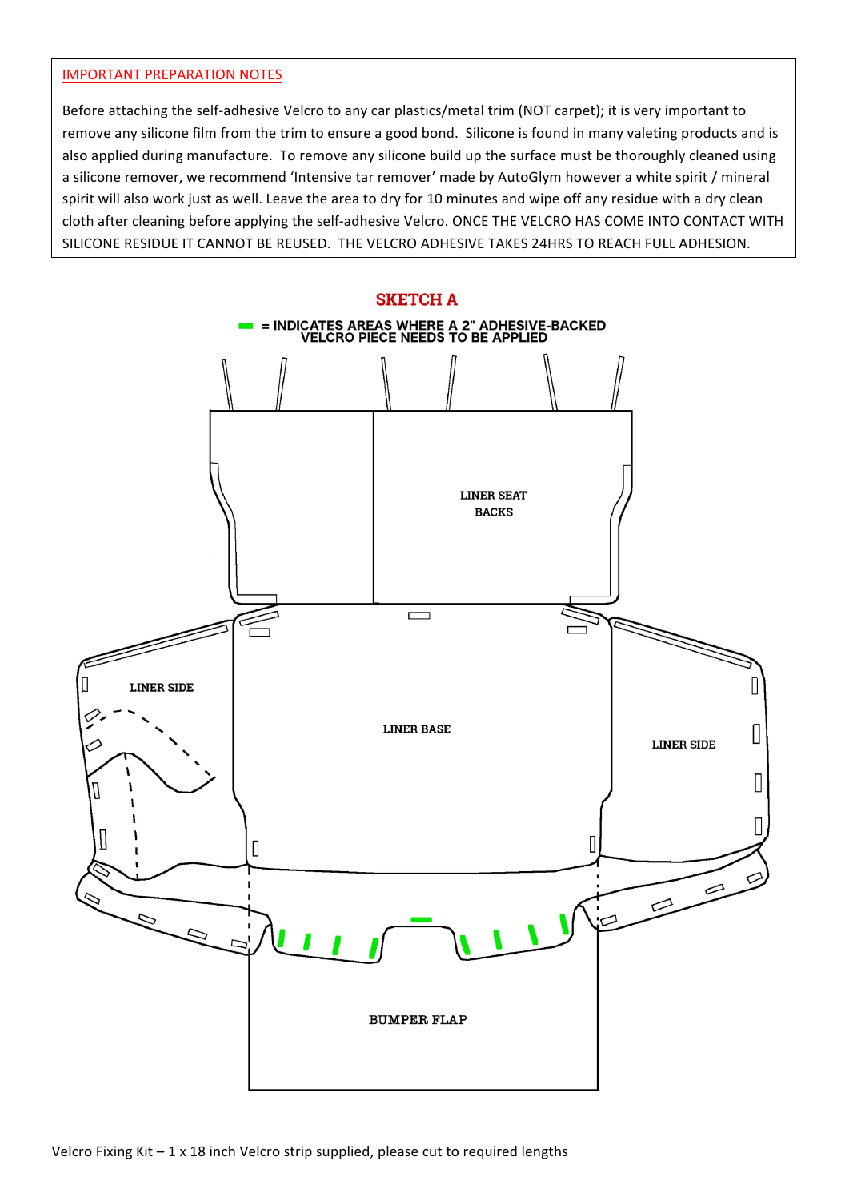IMPORTANT PREPARATION NOTES

Before attaching the self-adhesive Velcro to any car plastics/metal trim (NOT carpet); it is very important to remove any silicone film from the trim to ensure a good bond. Silicone is found in many valeting products and is also applied during manufacture. To remove any silicone build up the surface must be thoroughly cleaned using a silicone remover, we recommend 'Intensive tar remover' made by AutoGlym however a white spirit / mineral spirit will also work just as well. Leave the area to dry for 10 minutes and wipe off any residue with a dry clean cloth after cleaning before applying the self-adhesive Velcro. ONCE THE VELCRO HAS COME INTO CONTACT WITH SILICONE RESIDUE IT CANNOT BE REUSED. THE VELCRO ADHESIVE TAKES 24HRS TO REACH FULL ADHESION.

## SKETCH A

= INDICATES AREAS WHERE A 2" ADHESIVE-BACKED VELCRO PIECE NEEDS TO BE APPLIED

LINER SEAT BACKS

LINER SIDE

LINER BASE

LINER SIDE

BUMPER FLAP

Velcro Fixing Kit – 1 x 18 inch Velcro strip supplied, please cut to required lengths